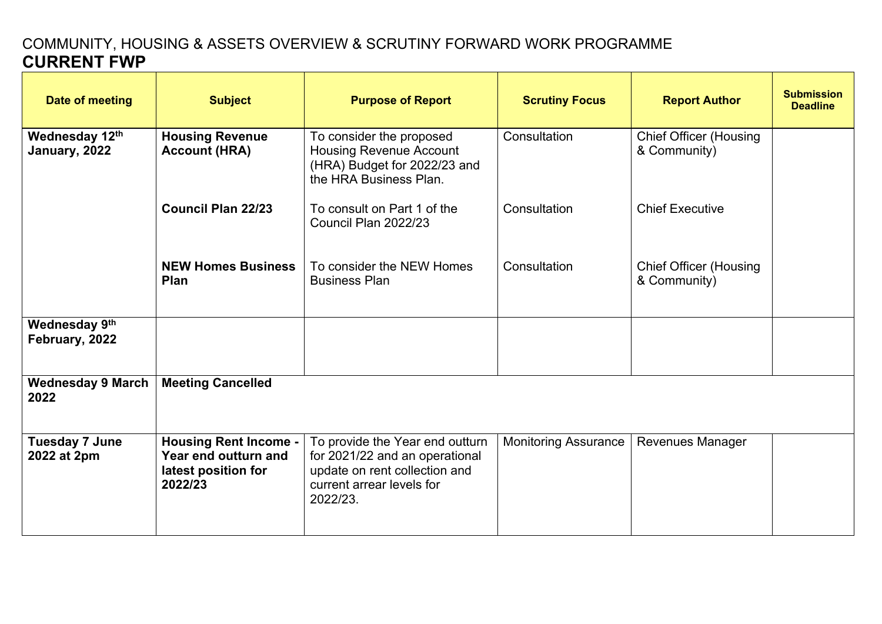COMMUNITY, HOUSING & ASSETS OVERVIEW & SCRUTINY FORWARD WORK PROGRAMME

# CURRENT FWP

| Date of meeting | Subject | Purpose of Report | Scrutiny Focus | Report Author | Submission Deadline |
|---|---|---|---|---|---|
| **Wednesday 12th January, 2022** | **Housing Revenue Account (HRA)** | To consider the proposed Housing Revenue Account (HRA) Budget for 2022/23 and the HRA Business Plan. | Consultation | Chief Officer (Housing & Community) | |
| | **Council Plan 22/23** | To consult on Part 1 of the Council Plan 2022/23 | Consultation | Chief Executive | |
| | **NEW Homes Business Plan** | To consider the NEW Homes Business Plan | Consultation | Chief Officer (Housing & Community) | |
| **Wednesday 9th February, 2022** | | | | | |
| **Wednesday 9 March 2022** | **Meeting Cancelled** | | | | |
| **Tuesday 7 June 2022 at 2pm** | **Housing Rent Income - Year end outturn and latest position for 2022/23** | To provide the Year end outturn for 2021/22 and an operational update on rent collection and current arrear levels for 2022/23. | Monitoring Assurance | Revenues Manager | |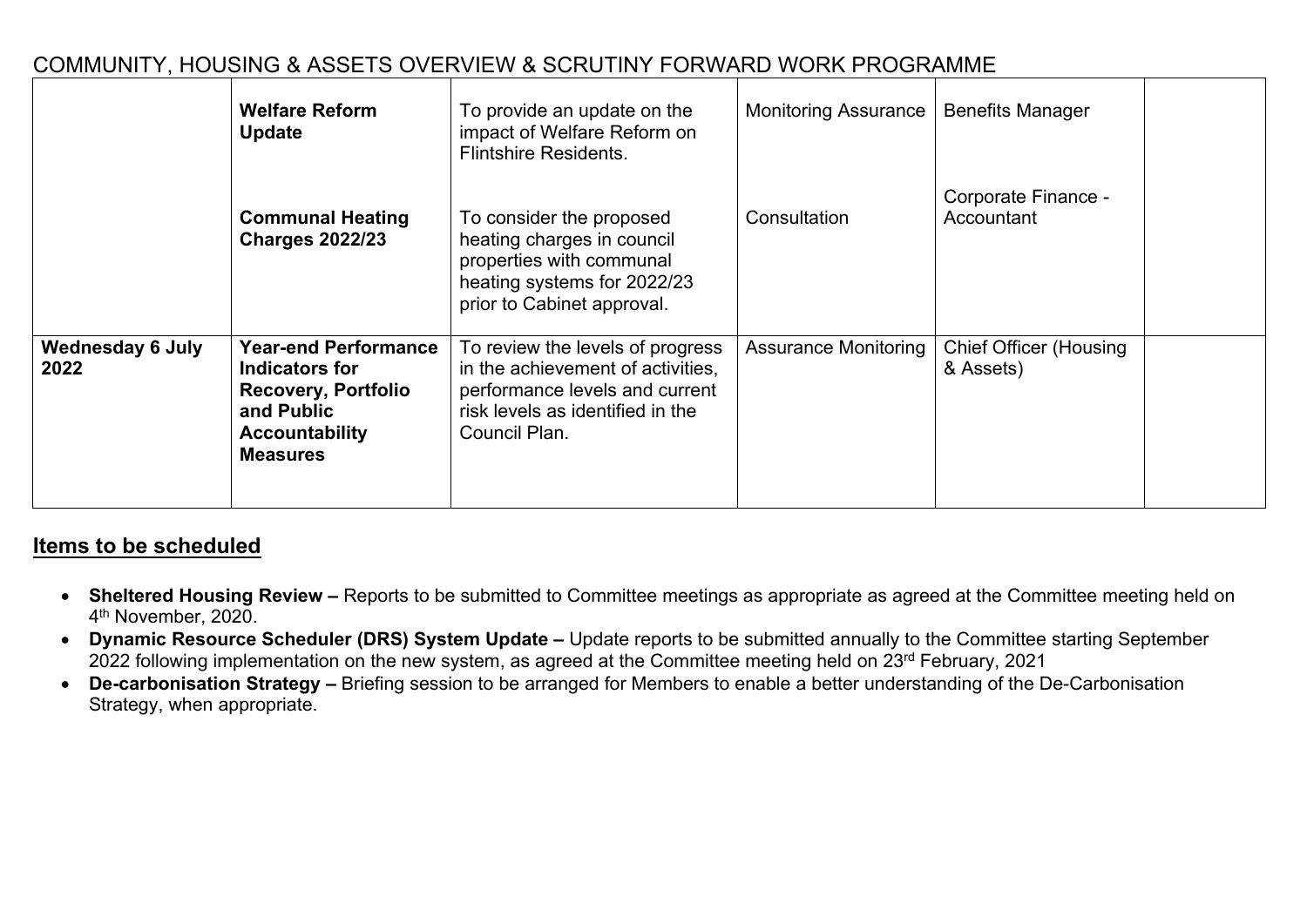COMMUNITY, HOUSING & ASSETS OVERVIEW & SCRUTINY FORWARD WORK PROGRAMME

| | | | | | |
|---|---|---|---|---|---|
| | **Welfare Reform Update**<br><br>**Communal Heating Charges 2022/23** | To provide an update on the impact of Welfare Reform on Flintshire Residents.<br><br>To consider the proposed heating charges in council properties with communal heating systems for 2022/23 prior to Cabinet approval. | Monitoring Assurance<br><br>Consultation | Benefits Manager<br><br>Corporate Finance - Accountant | |
| **Wednesday 6 July 2022** | **Year-end Performance Indicators for Recovery, Portfolio and Public Accountability Measures** | To review the levels of progress in the achievement of activities, performance levels and current risk levels as identified in the Council Plan. | Assurance Monitoring | Chief Officer (Housing & Assets) | |

## Items to be scheduled

- **Sheltered Housing Review –** Reports to be submitted to Committee meetings as appropriate as agreed at the Committee meeting held on 4th November, 2020.
- **Dynamic Resource Scheduler (DRS) System Update –** Update reports to be submitted annually to the Committee starting September 2022 following implementation on the new system, as agreed at the Committee meeting held on 23rd February, 2021
- **De-carbonisation Strategy –** Briefing session to be arranged for Members to enable a better understanding of the De-Carbonisation Strategy, when appropriate.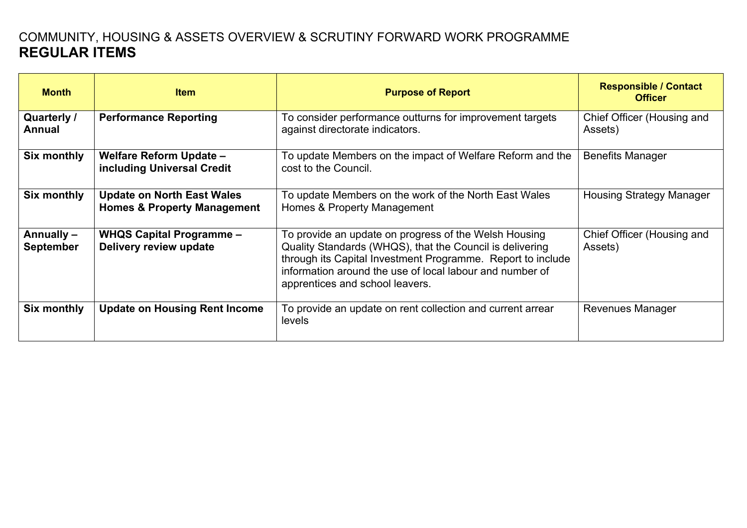COMMUNITY, HOUSING & ASSETS OVERVIEW & SCRUTINY FORWARD WORK PROGRAMME

# REGULAR ITEMS

| Month | Item | Purpose of Report | Responsible / Contact Officer |
|---|---|---|---|
| **Quarterly / Annual** | **Performance Reporting** | To consider performance outturns for improvement targets against directorate indicators. | Chief Officer (Housing and Assets) |
| **Six monthly** | **Welfare Reform Update – including Universal Credit** | To update Members on the impact of Welfare Reform and the cost to the Council. | Benefits Manager |
| **Six monthly** | **Update on North East Wales Homes & Property Management** | To update Members on the work of the North East Wales Homes & Property Management | Housing Strategy Manager |
| **Annually – September** | **WHQS Capital Programme – Delivery review update** | To provide an update on progress of the Welsh Housing Quality Standards (WHQS), that the Council is delivering through its Capital Investment Programme. Report to include information around the use of local labour and number of apprentices and school leavers. | Chief Officer (Housing and Assets) |
| **Six monthly** | **Update on Housing Rent Income** | To provide an update on rent collection and current arrear levels | Revenues Manager |